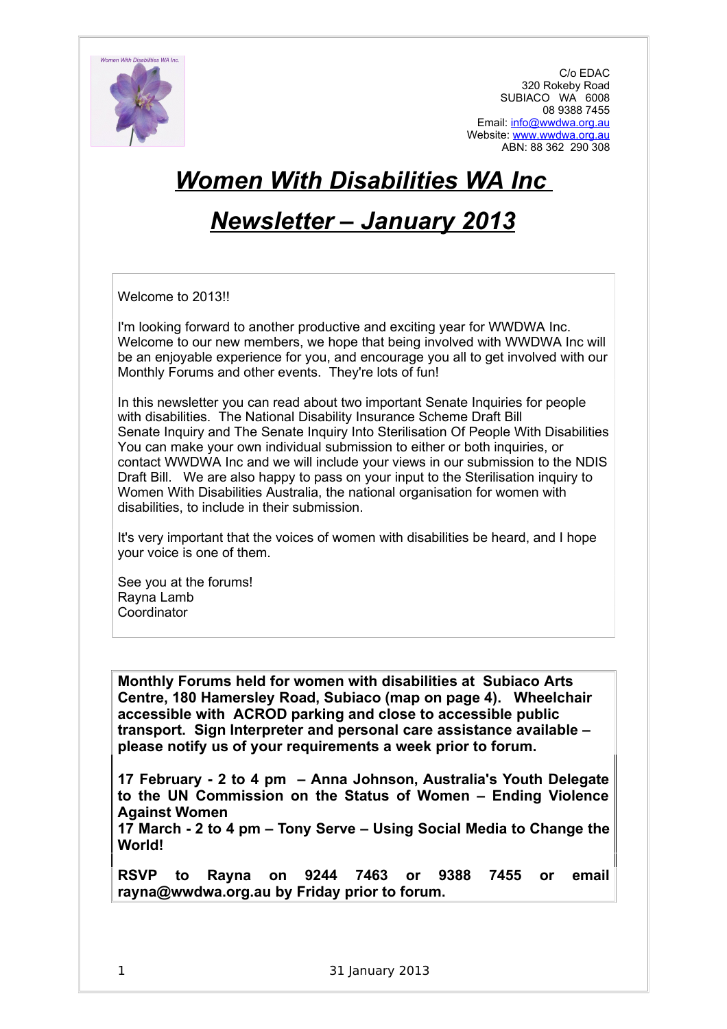C/o EDAC
320 Rokeby Road
SUBIACO WA 6008
08 9388 7455
Email: info@wwdwa.org.au
Website: www.wwdwa.org.au
ABN: 88 362 290 308

# ***Women With Disabilities WA Inc***

# ***Newsletter – January 2013***

Welcome to 2013!!

I'm looking forward to another productive and exciting year for WWDWA Inc. Welcome to our new members, we hope that being involved with WWDWA Inc will be an enjoyable experience for you, and encourage you all to get involved with our Monthly Forums and other events. They're lots of fun!

In this newsletter you can read about two important Senate Inquiries for people with disabilities. The National Disability Insurance Scheme Draft Bill Senate Inquiry and The Senate Inquiry Into Sterilisation Of People With Disabilities You can make your own individual submission to either or both inquiries, or contact WWDWA Inc and we will include your views in our submission to the NDIS Draft Bill. We are also happy to pass on your input to the Sterilisation inquiry to Women With Disabilities Australia, the national organisation for women with disabilities, to include in their submission.

It's very important that the voices of women with disabilities be heard, and I hope your voice is one of them.

See you at the forums!
Rayna Lamb
Coordinator

**Monthly Forums held for women with disabilities at Subiaco Arts Centre, 180 Hamersley Road, Subiaco (map on page 4). Wheelchair accessible with ACROD parking and close to accessible public transport. Sign Interpreter and personal care assistance available – please notify us of your requirements a week prior to forum.**

**17 February - 2 to 4 pm – Anna Johnson, Australia's Youth Delegate to the UN Commission on the Status of Women – Ending Violence Against Women**
**17 March - 2 to 4 pm – Tony Serve – Using Social Media to Change the World!**

**RSVP to Rayna on 9244 7463 or 9388 7455 or email rayna@wwdwa.org.au by Friday prior to forum.**

31 January 2013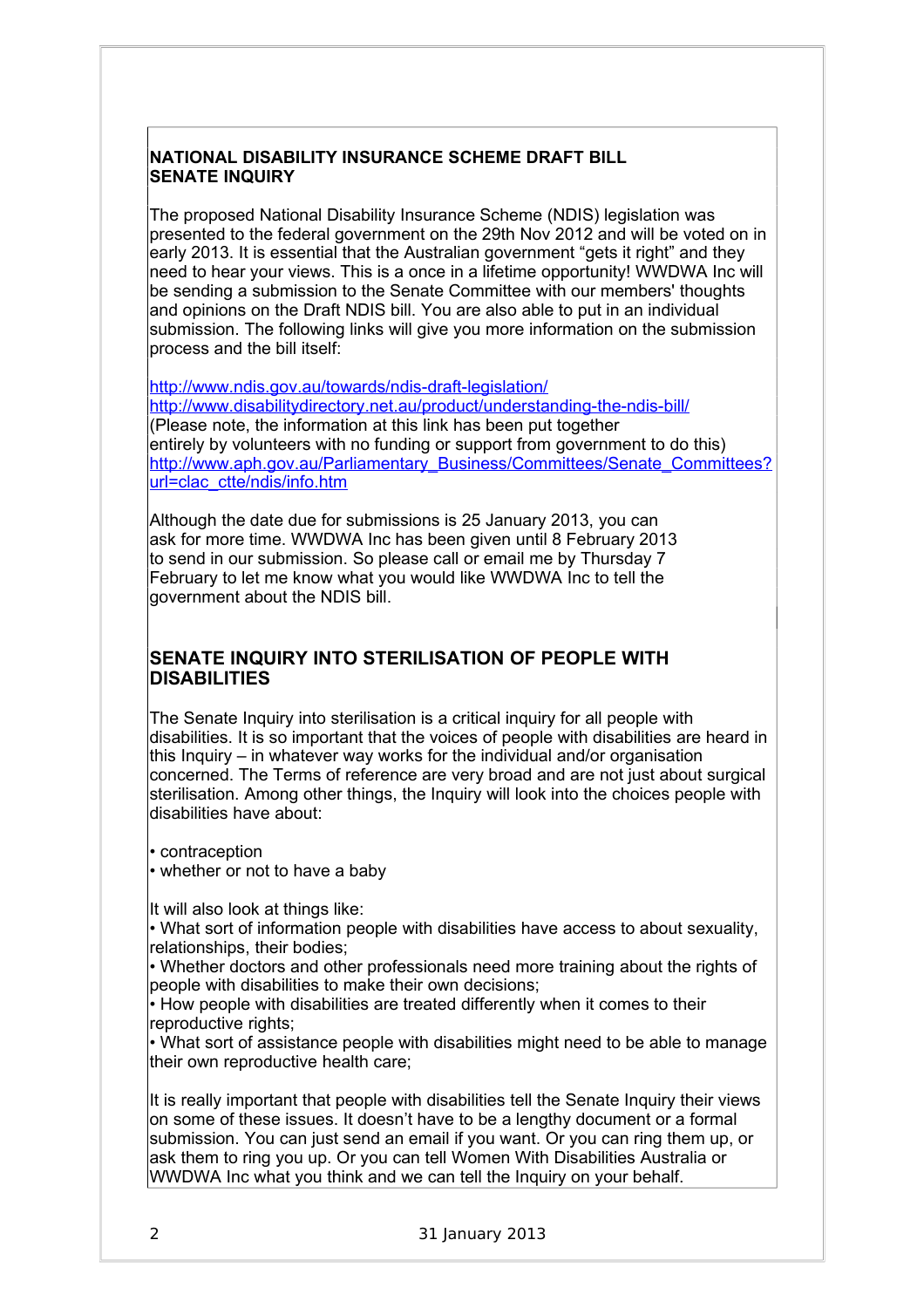## NATIONAL DISABILITY INSURANCE SCHEME DRAFT BILL SENATE INQUIRY

The proposed National Disability Insurance Scheme (NDIS) legislation was presented to the federal government on the 29th Nov 2012 and will be voted on in early 2013. It is essential that the Australian government "gets it right" and they need to hear your views. This is a once in a lifetime opportunity! WWDWA Inc will be sending a submission to the Senate Committee with our members' thoughts and opinions on the Draft NDIS bill. You are also able to put in an individual submission. The following links will give you more information on the submission process and the bill itself:

http://www.ndis.gov.au/towards/ndis-draft-legislation/
http://www.disabilitydirectory.net.au/product/understanding-the-ndis-bill/
(Please note, the information at this link has been put together entirely by volunteers with no funding or support from government to do this)
http://www.aph.gov.au/Parliamentary_Business/Committees/Senate_Committees?url=clac_ctte/ndis/info.htm

Although the date due for submissions is 25 January 2013, you can ask for more time. WWDWA Inc has been given until 8 February 2013 to send in our submission. So please call or email me by Thursday 7 February to let me know what you would like WWDWA Inc to tell the government about the NDIS bill.

## SENATE INQUIRY INTO STERILISATION OF PEOPLE WITH DISABILITIES

The Senate Inquiry into sterilisation is a critical inquiry for all people with disabilities. It is so important that the voices of people with disabilities are heard in this Inquiry – in whatever way works for the individual and/or organisation concerned. The Terms of reference are very broad and are not just about surgical sterilisation. Among other things, the Inquiry will look into the choices people with disabilities have about:

- contraception
- whether or not to have a baby

It will also look at things like:

- What sort of information people with disabilities have access to about sexuality, relationships, their bodies;
- Whether doctors and other professionals need more training about the rights of people with disabilities to make their own decisions;
- How people with disabilities are treated differently when it comes to their reproductive rights;
- What sort of assistance people with disabilities might need to be able to manage their own reproductive health care;

It is really important that people with disabilities tell the Senate Inquiry their views on some of these issues. It doesn't have to be a lengthy document or a formal submission. You can just send an email if you want. Or you can ring them up, or ask them to ring you up. Or you can tell Women With Disabilities Australia or WWDWA Inc what you think and we can tell the Inquiry on your behalf.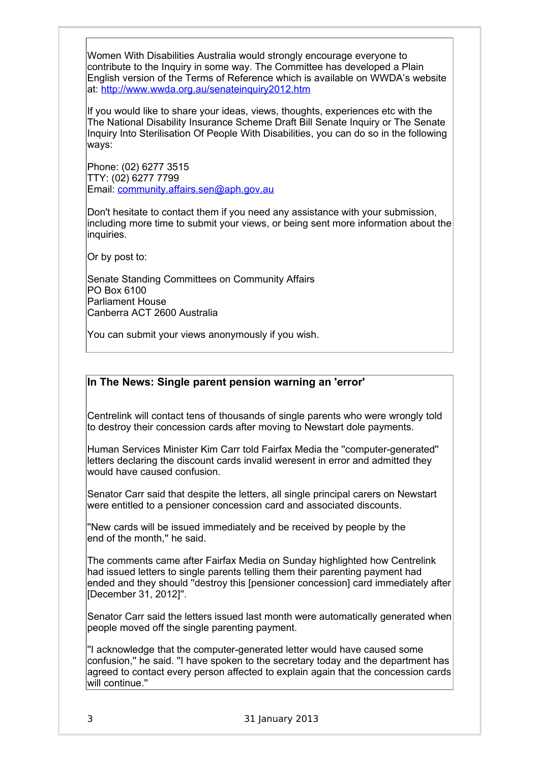Women With Disabilities Australia would strongly encourage everyone to contribute to the Inquiry in some way. The Committee has developed a Plain English version of the Terms of Reference which is available on WWDA's website at: http://www.wwda.org.au/senateinquiry2012.htm

If you would like to share your ideas, views, thoughts, experiences etc with the The National Disability Insurance Scheme Draft Bill Senate Inquiry or The Senate Inquiry Into Sterilisation Of People With Disabilities, you can do so in the following ways:

Phone: (02) 6277 3515
TTY: (02) 6277 7799
Email: community.affairs.sen@aph.gov.au

Don't hesitate to contact them if you need any assistance with your submission, including more time to submit your views, or being sent more information about the inquiries.

Or by post to:

Senate Standing Committees on Community Affairs
PO Box 6100
Parliament House
Canberra ACT 2600 Australia

You can submit your views anonymously if you wish.

## In The News: Single parent pension warning an 'error'

Centrelink will contact tens of thousands of single parents who were wrongly told to destroy their concession cards after moving to Newstart dole payments.

Human Services Minister Kim Carr told Fairfax Media the "computer-generated" letters declaring the discount cards invalid weresent in error and admitted they would have caused confusion.

Senator Carr said that despite the letters, all single principal carers on Newstart were entitled to a pensioner concession card and associated discounts.

"New cards will be issued immediately and be received by people by the end of the month," he said.

The comments came after Fairfax Media on Sunday highlighted how Centrelink had issued letters to single parents telling them their parenting payment had ended and they should "destroy this [pensioner concession] card immediately after [December 31, 2012]".

Senator Carr said the letters issued last month were automatically generated when people moved off the single parenting payment.

"I acknowledge that the computer-generated letter would have caused some confusion," he said. "I have spoken to the secretary today and the department has agreed to contact every person affected to explain again that the concession cards will continue."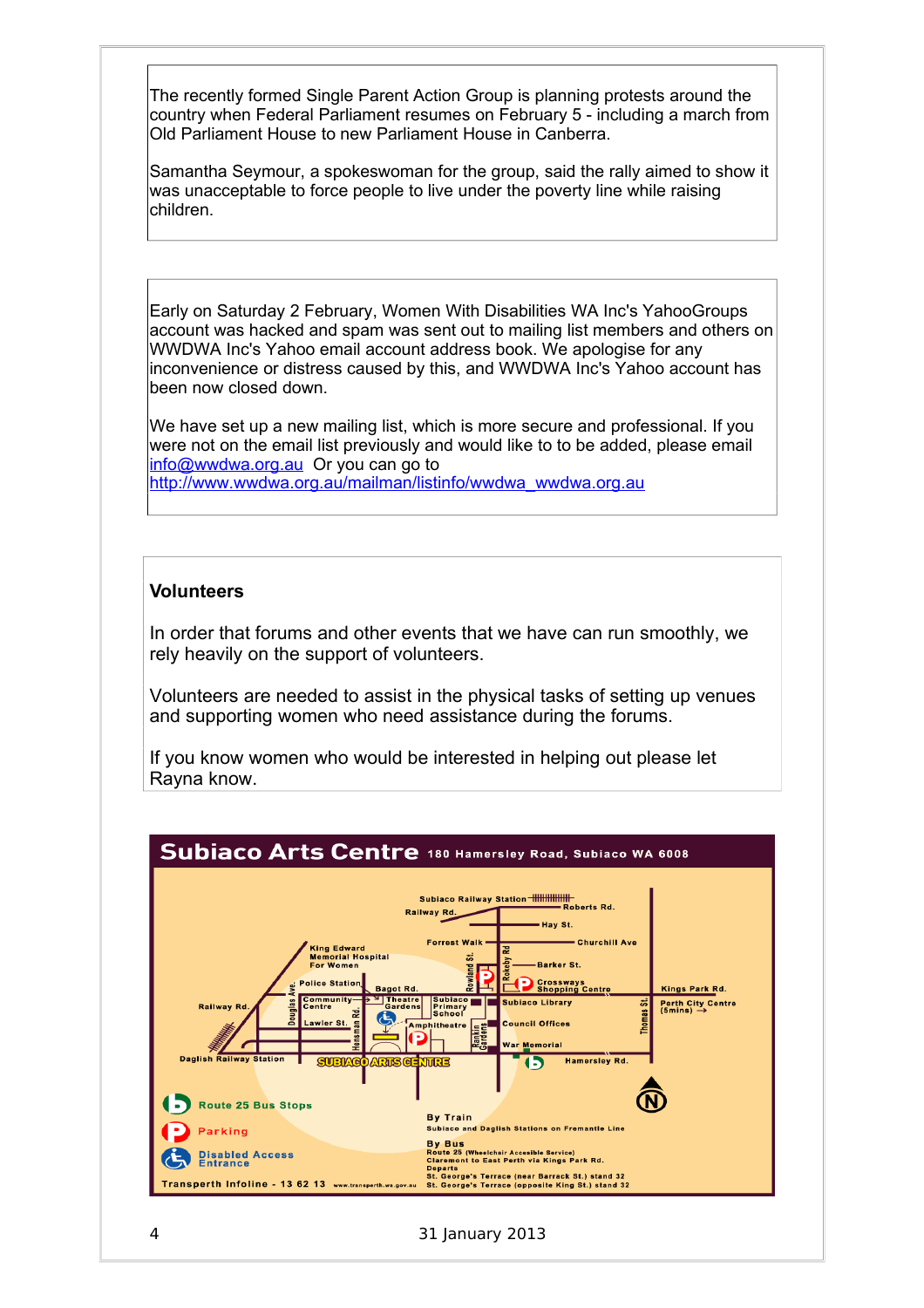The recently formed Single Parent Action Group is planning protests around the country when Federal Parliament resumes on February 5 - including a march from Old Parliament House to new Parliament House in Canberra.

Samantha Seymour, a spokeswoman for the group, said the rally aimed to show it was unacceptable to force people to live under the poverty line while raising children.

Early on Saturday 2 February, Women With Disabilities WA Inc's YahooGroups account was hacked and spam was sent out to mailing list members and others on WWDWA Inc's Yahoo email account address book. We apologise for any inconvenience or distress caused by this, and WWDWA Inc's Yahoo account has been now closed down.

We have set up a new mailing list, which is more secure and professional. If you were not on the email list previously and would like to to be added, please email info@wwdwa.org.au Or you can go to http://www.wwdwa.org.au/mailman/listinfo/wwdwa_wwdwa.org.au

## Volunteers

In order that forums and other events that we have can run smoothly, we rely heavily on the support of volunteers.

Volunteers are needed to assist in the physical tasks of setting up venues and supporting women who need assistance during the forums.

If you know women who would be interested in helping out please let Rayna know.

## Subiaco Arts Centre 180 Hamersley Road, Subiaco WA 6008

Subiaco Railway Station
Railway Rd.
Roberts Rd.
Hay St.
Forrest Walk
Churchill Ave
King Edward Memorial Hospital For Women
Barker St.
Rowland St.
Rokeby Rd
Crossways Shopping Centre
Kings Park Rd.
Police Station
Bagot Rd.
Community Centre
Theatre Gardens
Subiaco Primary School
Subiaco Library
Perth City Centre (5mins) →
Railway Rd.
Douglas Ave.
Lawler St.
Hensman Rd.
Amphitheatre
Rankin Gardens
Council Offices
Thomas St.
War Memorial
Daglish Railway Station
SUBIACO ARTS CENTRE
Hamersley Rd.

Route 25 Bus Stops
Parking
Disabled Access Entrance

By Train
Subiaco and Daglish Stations on Fremantle Line

By Bus
Route 25 (Wheelchair Accesible Service)
Claremont to East Perth via Kings Park Rd.
Departs
St. George's Terrace (near Barrack St.) stand 32
St. George's Terrace (opposite King St.) stand 32

Transperth Infoline - 13 62 13 www.transperth.wa.gov.au

31 January 2013